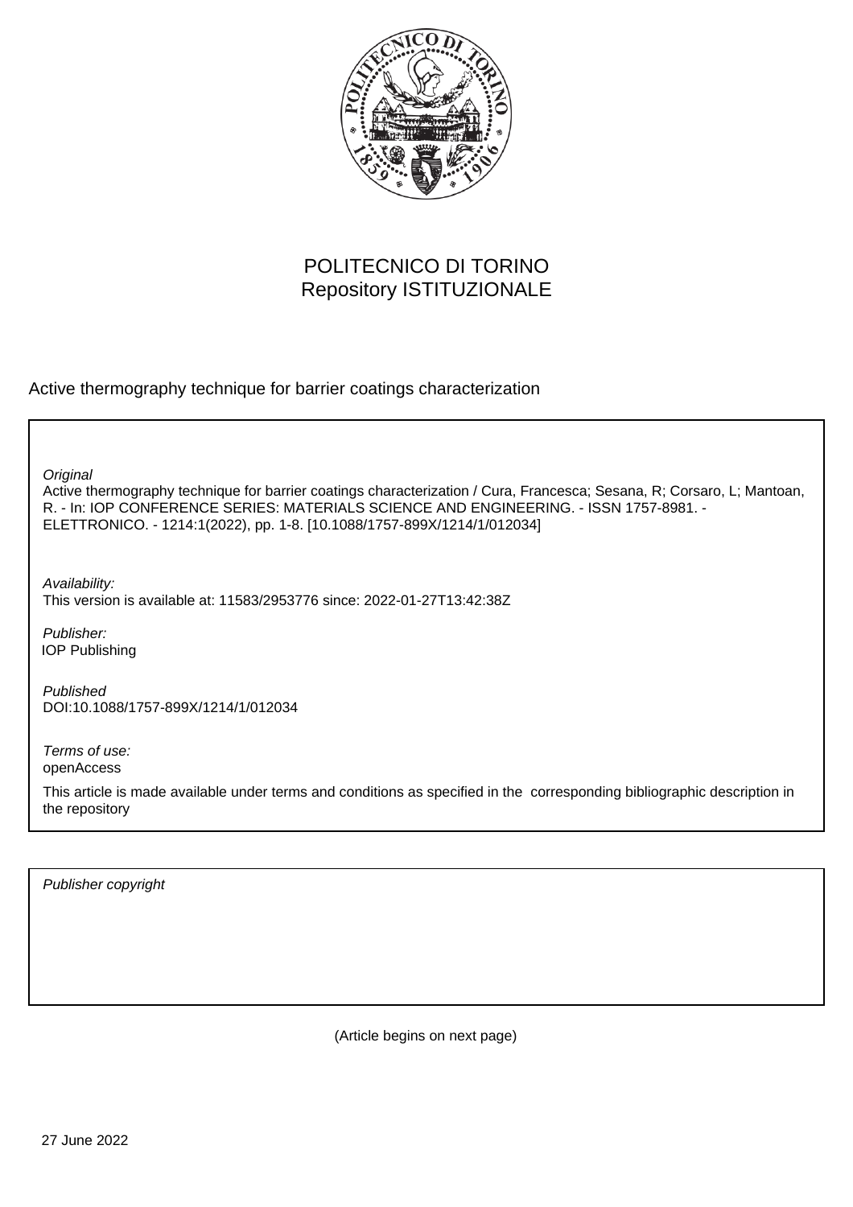POLITECNICO DI TORINO
Repository ISTITUZIONALE

Active thermography technique for barrier coatings characterization

*Original*
Active thermography technique for barrier coatings characterization / Cura, Francesca; Sesana, R; Corsaro, L; Mantoan, R. - In: IOP CONFERENCE SERIES: MATERIALS SCIENCE AND ENGINEERING. - ISSN 1757-8981. - ELETTRONICO. - 1214:1(2022), pp. 1-8. [10.1088/1757-899X/1214/1/012034]

*Availability:*
This version is available at: 11583/2953776 since: 2022-01-27T13:42:38Z

*Publisher:*
IOP Publishing

*Published*
DOI:10.1088/1757-899X/1214/1/012034

*Terms of use:*
openAccess

This article is made available under terms and conditions as specified in the corresponding bibliographic description in the repository

*Publisher copyright*

(Article begins on next page)

27 June 2022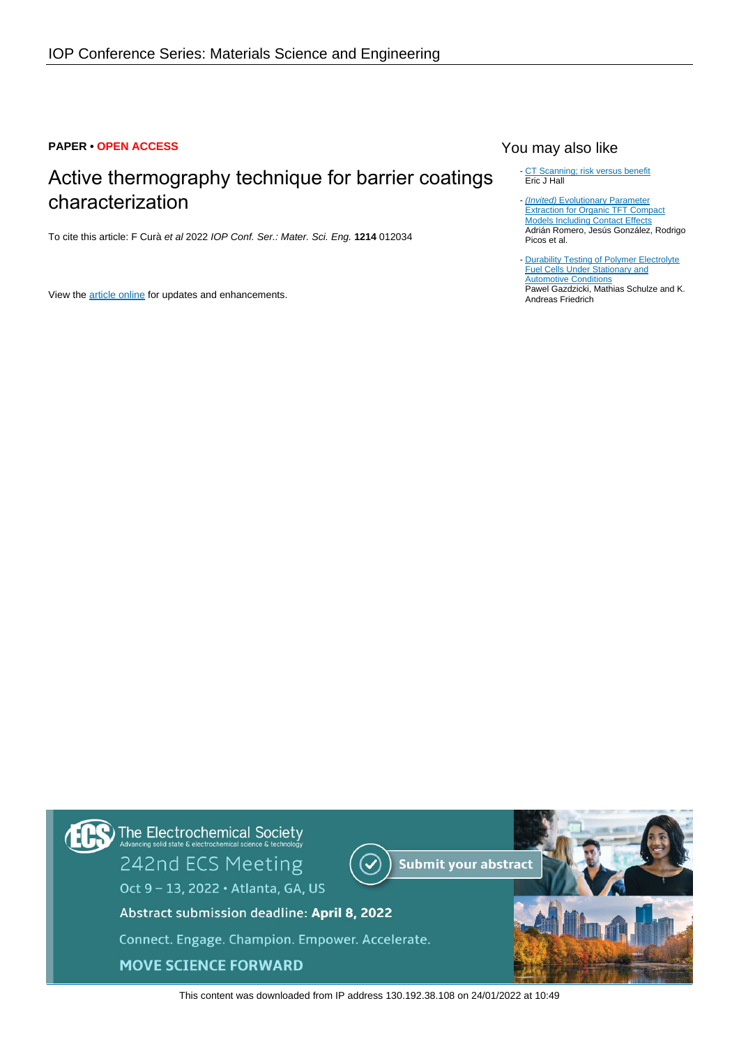IOP Conference Series: Materials Science and Engineering

**PAPER** • **OPEN ACCESS**

# Active thermography technique for barrier coatings characterization

To cite this article: F Curà *et al* 2022 *IOP Conf. Ser.: Mater. Sci. Eng.* **1214** 012034

View the article online for updates and enhancements.

## You may also like

- CT Scanning: risk versus benefit
Eric J Hall

- *(Invited)* Evolutionary Parameter Extraction for Organic TFT Compact Models Including Contact Effects
Adrián Romero, Jesús González, Rodrigo Picos et al.

- Durability Testing of Polymer Electrolyte Fuel Cells Under Stationary and Automotive Conditions
Pawel Gazdzicki, Mathias Schulze and K. Andreas Friedrich

The Electrochemical Society
Advancing solid state & electrochemical science & technology

242nd ECS Meeting

Oct 9 – 13, 2022 • Atlanta, GA, US

Abstract submission deadline: **April 8, 2022**

Connect. Engage. Champion. Empower. Accelerate.

**MOVE SCIENCE FORWARD**

Submit your abstract

This content was downloaded from IP address 130.192.38.108 on 24/01/2022 at 10:49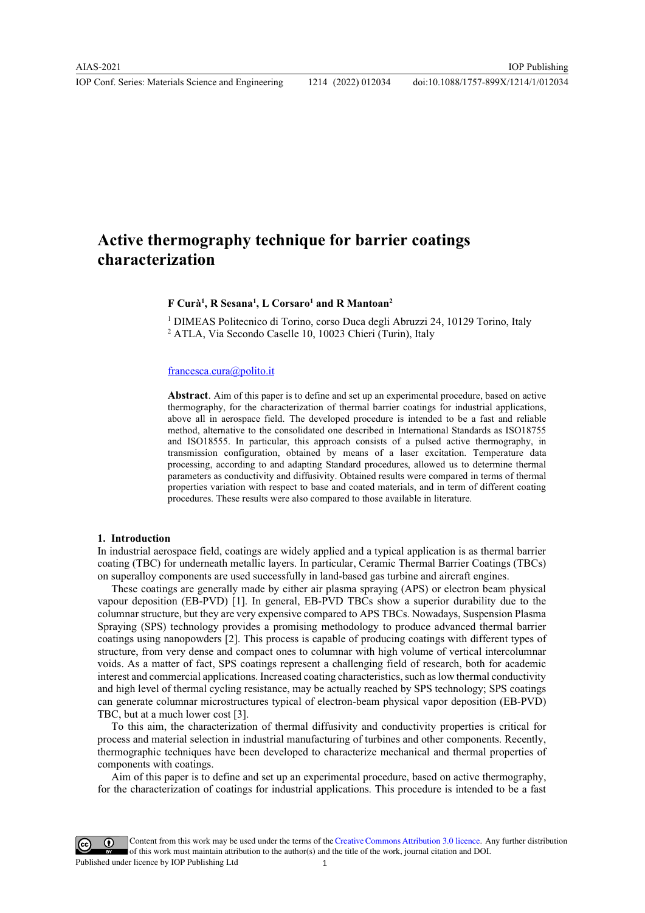# Active thermography technique for barrier coatings characterization

**F Curà[1], R Sesana[1], L Corsaro[1] and R Mantoan[2]**

[1] DIMEAS Politecnico di Torino, corso Duca degli Abruzzi 24, 10129 Torino, Italy
[2] ATLA, Via Secondo Caselle 10, 10023 Chieri (Turin), Italy

francesca.cura@polito.it

**Abstract**. Aim of this paper is to define and set up an experimental procedure, based on active thermography, for the characterization of thermal barrier coatings for industrial applications, above all in aerospace field. The developed procedure is intended to be a fast and reliable method, alternative to the consolidated one described in International Standards as ISO18755 and ISO18555. In particular, this approach consists of a pulsed active thermography, in transmission configuration, obtained by means of a laser excitation. Temperature data processing, according to and adapting Standard procedures, allowed us to determine thermal parameters as conductivity and diffusivity. Obtained results were compared in terms of thermal properties variation with respect to base and coated materials, and in term of different coating procedures. These results were also compared to those available in literature.

## 1. Introduction

In industrial aerospace field, coatings are widely applied and a typical application is as thermal barrier coating (TBC) for underneath metallic layers. In particular, Ceramic Thermal Barrier Coatings (TBCs) on superalloy components are used successfully in land-based gas turbine and aircraft engines.

These coatings are generally made by either air plasma spraying (APS) or electron beam physical vapour deposition (EB-PVD) [1]. In general, EB-PVD TBCs show a superior durability due to the columnar structure, but they are very expensive compared to APS TBCs. Nowadays, Suspension Plasma Spraying (SPS) technology provides a promising methodology to produce advanced thermal barrier coatings using nanopowders [2]. This process is capable of producing coatings with different types of structure, from very dense and compact ones to columnar with high volume of vertical intercolumnar voids. As a matter of fact, SPS coatings represent a challenging field of research, both for academic interest and commercial applications. Increased coating characteristics, such as low thermal conductivity and high level of thermal cycling resistance, may be actually reached by SPS technology; SPS coatings can generate columnar microstructures typical of electron-beam physical vapor deposition (EB-PVD) TBC, but at a much lower cost [3].

To this aim, the characterization of thermal diffusivity and conductivity properties is critical for process and material selection in industrial manufacturing of turbines and other components. Recently, thermographic techniques have been developed to characterize mechanical and thermal properties of components with coatings.

Aim of this paper is to define and set up an experimental procedure, based on active thermography, for the characterization of coatings for industrial applications. This procedure is intended to be a fast

Content from this work may be used under the terms of the Creative Commons Attribution 3.0 licence. Any further distribution of this work must maintain attribution to the author(s) and the title of the work, journal citation and DOI.
Published under licence by IOP Publishing Ltd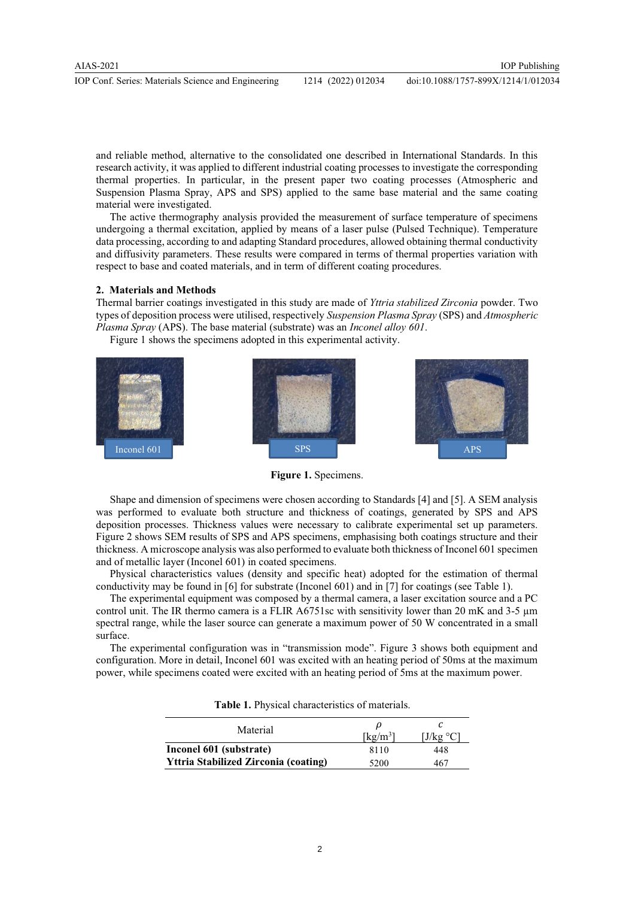and reliable method, alternative to the consolidated one described in International Standards. In this research activity, it was applied to different industrial coating processes to investigate the corresponding thermal properties. In particular, in the present paper two coating processes (Atmospheric and Suspension Plasma Spray, APS and SPS) applied to the same base material and the same coating material were investigated.

The active thermography analysis provided the measurement of surface temperature of specimens undergoing a thermal excitation, applied by means of a laser pulse (Pulsed Technique). Temperature data processing, according to and adapting Standard procedures, allowed obtaining thermal conductivity and diffusivity parameters. These results were compared in terms of thermal properties variation with respect to base and coated materials, and in term of different coating procedures.

## 2. Materials and Methods

Thermal barrier coatings investigated in this study are made of *Yttria stabilized Zirconia* powder. Two types of deposition process were utilised, respectively *Suspension Plasma Spray* (SPS) and *Atmospheric Plasma Spray* (APS). The base material (substrate) was an *Inconel alloy 601*.

Figure 1 shows the specimens adopted in this experimental activity.

Inconel 601 SPS APS

**Figure 1.** Specimens.

Shape and dimension of specimens were chosen according to Standards [4] and [5]. A SEM analysis was performed to evaluate both structure and thickness of coatings, generated by SPS and APS deposition processes. Thickness values were necessary to calibrate experimental set up parameters. Figure 2 shows SEM results of SPS and APS specimens, emphasising both coatings structure and their thickness. A microscope analysis was also performed to evaluate both thickness of Inconel 601 specimen and of metallic layer (Inconel 601) in coated specimens.

Physical characteristics values (density and specific heat) adopted for the estimation of thermal conductivity may be found in [6] for substrate (Inconel 601) and in [7] for coatings (see Table 1).

The experimental equipment was composed by a thermal camera, a laser excitation source and a PC control unit. The IR thermo camera is a FLIR A6751sc with sensitivity lower than 20 mK and 3-5 µm spectral range, while the laser source can generate a maximum power of 50 W concentrated in a small surface.

The experimental configuration was in "transmission mode". Figure 3 shows both equipment and configuration. More in detail, Inconel 601 was excited with an heating period of 50ms at the maximum power, while specimens coated were excited with an heating period of 5ms at the maximum power.

**Table 1.** Physical characteristics of materials.

| Material | $\rho$ [kg/m$^3$] | $c$ [J/kg °C] |
|---|---|---|
| **Inconel 601 (substrate)** | 8110 | 448 |
| **Yttria Stabilized Zirconia (coating)** | 5200 | 467 |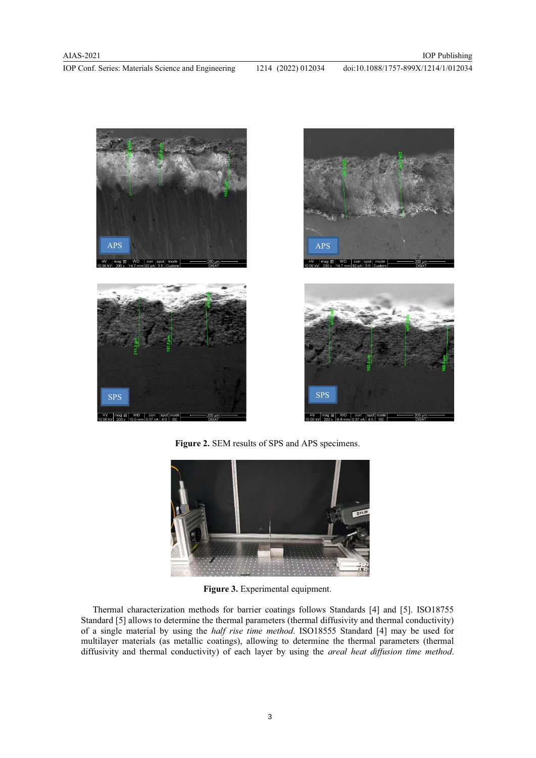**Figure 2.** SEM results of SPS and APS specimens.

**Figure 3.** Experimental equipment.

Thermal characterization methods for barrier coatings follows Standards [4] and [5]. ISO18755 Standard [5] allows to determine the thermal parameters (thermal diffusivity and thermal conductivity) of a single material by using the *half rise time method*. ISO18555 Standard [4] may be used for multilayer materials (as metallic coatings), allowing to determine the thermal parameters (thermal diffusivity and thermal conductivity) of each layer by using the *areal heat diffusion time method*.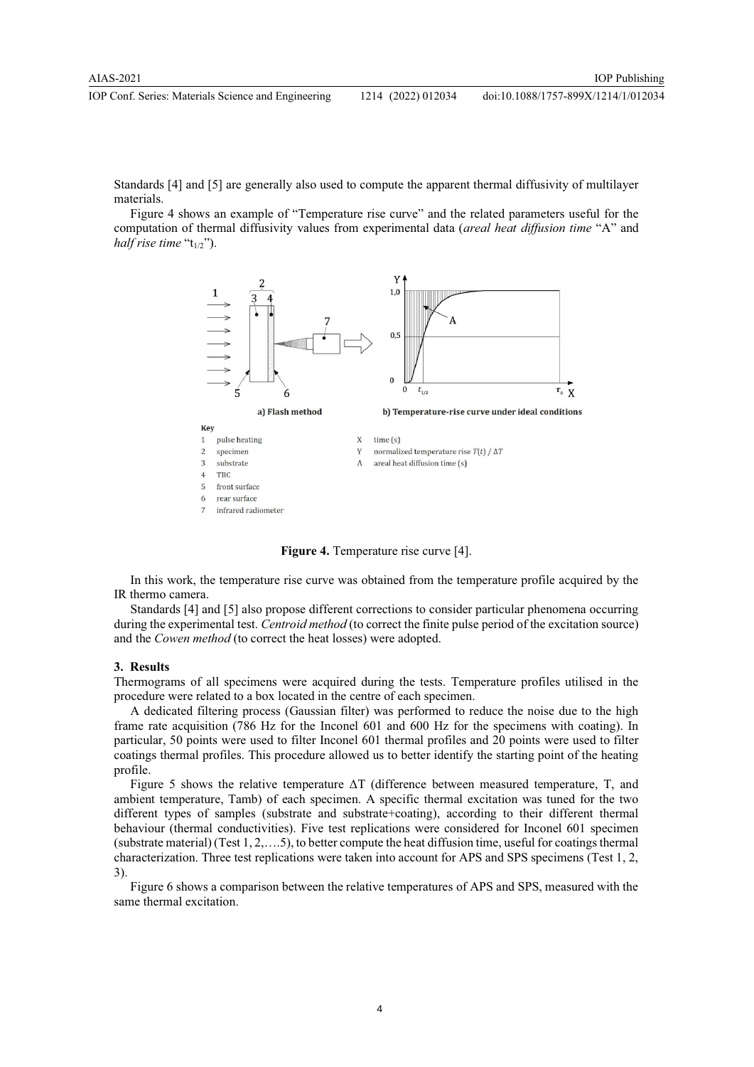Standards [4] and [5] are generally also used to compute the apparent thermal diffusivity of multilayer materials.

Figure 4 shows an example of "Temperature rise curve" and the related parameters useful for the computation of thermal diffusivity values from experimental data (*areal heat diffusion time* "A" and *half rise time* "$t_{1/2}$").

**Figure 4.** Temperature rise curve [4].

In this work, the temperature rise curve was obtained from the temperature profile acquired by the IR thermo camera.

Standards [4] and [5] also propose different corrections to consider particular phenomena occurring during the experimental test. *Centroid method* (to correct the finite pulse period of the excitation source) and the *Cowen method* (to correct the heat losses) were adopted.

## 3. Results

Thermograms of all specimens were acquired during the tests. Temperature profiles utilised in the procedure were related to a box located in the centre of each specimen.

A dedicated filtering process (Gaussian filter) was performed to reduce the noise due to the high frame rate acquisition (786 Hz for the Inconel 601 and 600 Hz for the specimens with coating). In particular, 50 points were used to filter Inconel 601 thermal profiles and 20 points were used to filter coatings thermal profiles. This procedure allowed us to better identify the starting point of the heating profile.

Figure 5 shows the relative temperature ΔT (difference between measured temperature, T, and ambient temperature, Tamb) of each specimen. A specific thermal excitation was tuned for the two different types of samples (substrate and substrate+coating), according to their different thermal behaviour (thermal conductivities). Five test replications were considered for Inconel 601 specimen (substrate material) (Test 1, 2,….5), to better compute the heat diffusion time, useful for coatings thermal characterization. Three test replications were taken into account for APS and SPS specimens (Test 1, 2, 3).

Figure 6 shows a comparison between the relative temperatures of APS and SPS, measured with the same thermal excitation.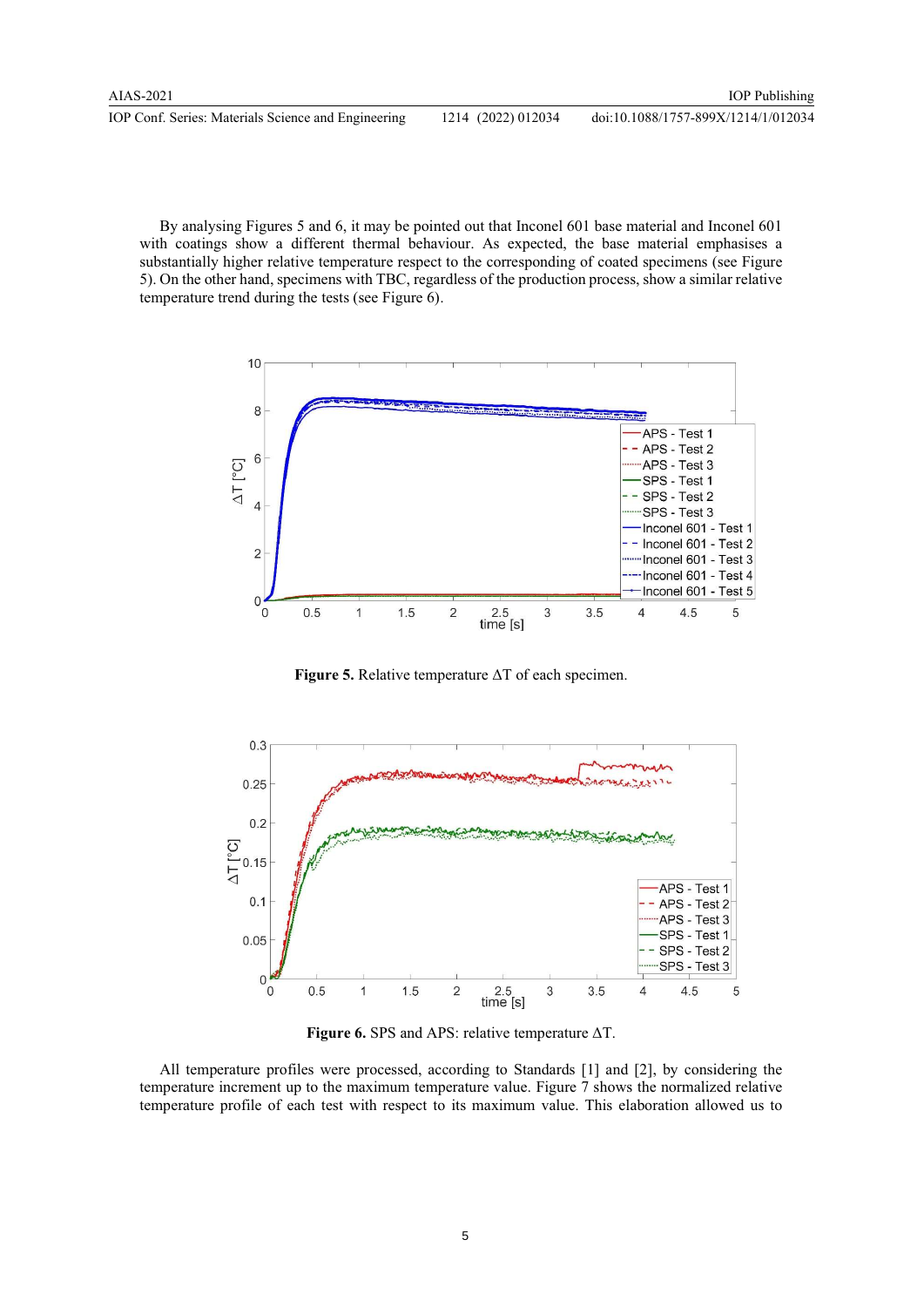By analysing Figures 5 and 6, it may be pointed out that Inconel 601 base material and Inconel 601 with coatings show a different thermal behaviour. As expected, the base material emphasises a substantially higher relative temperature respect to the corresponding of coated specimens (see Figure 5). On the other hand, specimens with TBC, regardless of the production process, show a similar relative temperature trend during the tests (see Figure 6).

**Figure 5.** Relative temperature ΔT of each specimen.

**Figure 6.** SPS and APS: relative temperature ΔT.

All temperature profiles were processed, according to Standards [1] and [2], by considering the temperature increment up to the maximum temperature value. Figure 7 shows the normalized relative temperature profile of each test with respect to its maximum value. This elaboration allowed us to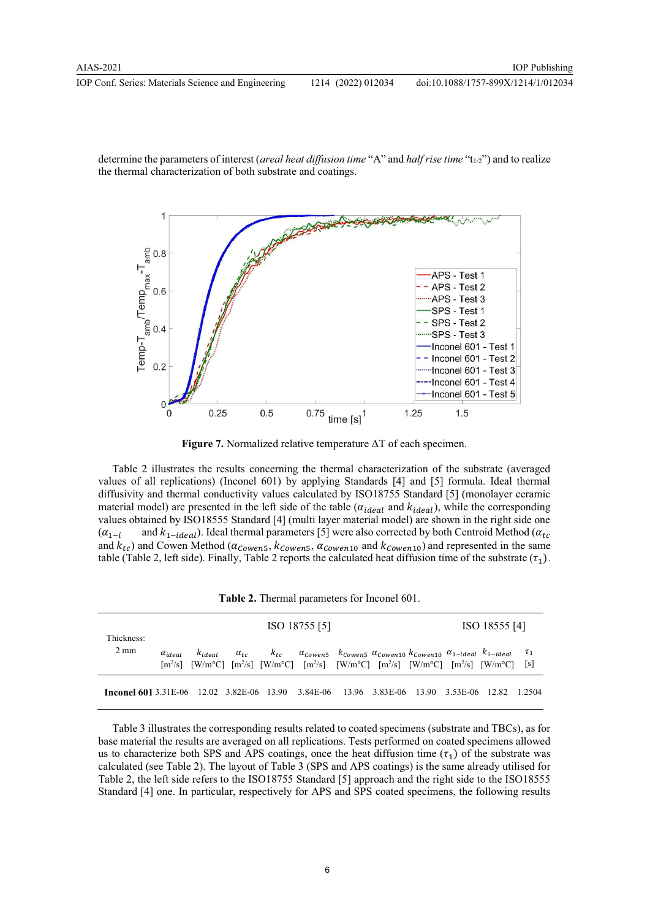determine the parameters of interest (*areal heat diffusion time* "A" and *half rise time* "$t_{1/2}$") and to realize the thermal characterization of both substrate and coatings.

**Figure 7.** Normalized relative temperature ΔT of each specimen.

Table 2 illustrates the results concerning the thermal characterization of the substrate (averaged values of all replications) (Inconel 601) by applying Standards [4] and [5] formula. Ideal thermal diffusivity and thermal conductivity values calculated by ISO18755 Standard [5] (monolayer ceramic material model) are presented in the left side of the table ($\alpha_{ideal}$ and $k_{ideal}$), while the corresponding values obtained by ISO18555 Standard [4] (multi layer material model) are shown in the right side one ($\alpha_{1-i}$ and $k_{1-ideal}$). Ideal thermal parameters [5] were also corrected by both Centroid Method ($\alpha_{tc}$ and $k_{tc}$) and Cowen Method ($\alpha_{Cowen5}$, $k_{Cowen5}$, $\alpha_{Cowen10}$ and $k_{Cowen10}$) and represented in the same table (Table 2, left side). Finally, Table 2 reports the calculated heat diffusion time of the substrate ($\tau_1$).

**Table 2.** Thermal parameters for Inconel 601.

| Thickness: 2 mm | ISO 18755 [5] | | | | | | | | ISO 18555 [4] | | |
|---|---|---|---|---|---|---|---|---|---|---|---|
| | $\alpha_{ideal}$ [m²/s] | $k_{ideal}$ [W/m°C] | $\alpha_{tc}$ [m²/s] | $k_{tc}$ [W/m°C] | $\alpha_{Cowen5}$ [m²/s] | $k_{Cowen5}$ [W/m°C] | $\alpha_{Cowen10}$ [m²/s] | $k_{Cowen10}$ [W/m°C] | $\alpha_{1-ideal}$ [m²/s] | $k_{1-ideal}$ [W/m°C] | $\tau_1$ [s] |
| **Inconel 601** | 3.31E-06 | 12.02 | 3.82E-06 | 13.90 | 3.84E-06 | 13.96 | 3.83E-06 | 13.90 | 3.53E-06 | 12.82 | 1.2504 |

Table 3 illustrates the corresponding results related to coated specimens (substrate and TBCs), as for base material the results are averaged on all replications. Tests performed on coated specimens allowed us to characterize both SPS and APS coatings, once the heat diffusion time ($\tau_1$) of the substrate was calculated (see Table 2). The layout of Table 3 (SPS and APS coatings) is the same already utilised for Table 2, the left side refers to the ISO18755 Standard [5] approach and the right side to the ISO18555 Standard [4] one. In particular, respectively for APS and SPS coated specimens, the following results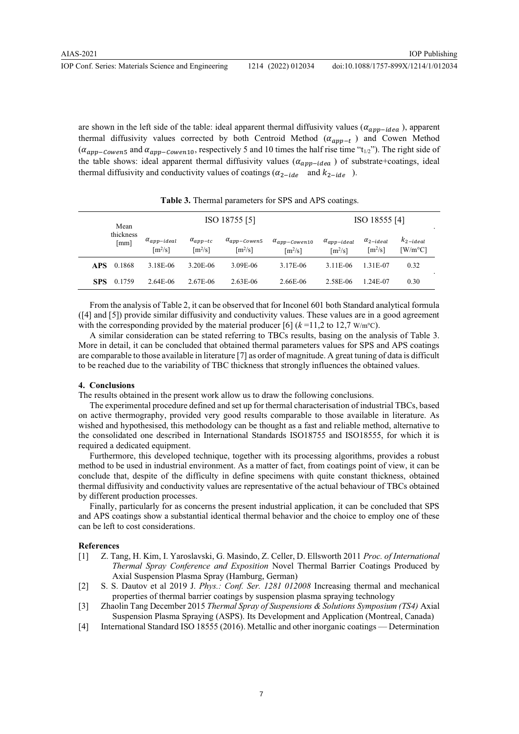are shown in the left side of the table: ideal apparent thermal diffusivity values ($\alpha_{app-idea}$), apparent thermal diffusivity values corrected by both Centroid Method ($\alpha_{app-t}$) and Cowen Method ($\alpha_{app-Cowen5}$ and $\alpha_{app-Cowen10}$, respectively 5 and 10 times the half rise time "$t_{1/2}$"). The right side of the table shows: ideal apparent thermal diffusivity values ($\alpha_{app-idea}$) of substrate+coatings, ideal thermal diffusivity and conductivity values of coatings ($\alpha_{2-ide}$ and $k_{2-ide}$).

**Table 3.** Thermal parameters for SPS and APS coatings.

| | Mean thickness [mm] | ISO 18755 [5] | | | | ISO 18555 [4] | | |
|---|---|---|---|---|---|---|---|---|
| | | $\alpha_{app-ideal}$ [m²/s] | $\alpha_{app-tc}$ [m²/s] | $\alpha_{app-Cowen5}$ [m²/s] | $\alpha_{app-Cowen10}$ [m²/s] | $\alpha_{app-ideal}$ [m²/s] | $\alpha_{2-ideal}$ [m²/s] | $k_{2-ideal}$ [W/m°C] |
| **APS** | 0.1868 | 3.18E-06 | 3.20E-06 | 3.09E-06 | 3.17E-06 | 3.11E-06 | 1.31E-07 | 0.32 |
| **SPS** | 0.1759 | 2.64E-06 | 2.67E-06 | 2.63E-06 | 2.66E-06 | 2.58E-06 | 1.24E-07 | 0.30 |

From the analysis of Table 2, it can be observed that for Inconel 601 both Standard analytical formula ([4] and [5]) provide similar diffusivity and conductivity values. These values are in a good agreement with the corresponding provided by the material producer [6] ($k$ =11,2 to 12,7 W/m°C).

A similar consideration can be stated referring to TBCs results, basing on the analysis of Table 3. More in detail, it can be concluded that obtained thermal parameters values for SPS and APS coatings are comparable to those available in literature [7] as order of magnitude. A great tuning of data is difficult to be reached due to the variability of TBC thickness that strongly influences the obtained values.

## 4. Conclusions

The results obtained in the present work allow us to draw the following conclusions.

The experimental procedure defined and set up for thermal characterisation of industrial TBCs, based on active thermography, provided very good results comparable to those available in literature. As wished and hypothesised, this methodology can be thought as a fast and reliable method, alternative to the consolidated one described in International Standards ISO18755 and ISO18555, for which it is required a dedicated equipment.

Furthermore, this developed technique, together with its processing algorithms, provides a robust method to be used in industrial environment. As a matter of fact, from coatings point of view, it can be conclude that, despite of the difficulty in define specimens with quite constant thickness, obtained thermal diffusivity and conductivity values are representative of the actual behaviour of TBCs obtained by different production processes.

Finally, particularly for as concerns the present industrial application, it can be concluded that SPS and APS coatings show a substantial identical thermal behavior and the choice to employ one of these can be left to cost considerations.

## References

[1] Z. Tang, H. Kim, I. Yaroslavski, G. Masindo, Z. Celler, D. Ellsworth 2011 *Proc. of International Thermal Spray Conference and Exposition* Novel Thermal Barrier Coatings Produced by Axial Suspension Plasma Spray (Hamburg, German)

[2] S. S. Dautov et al 2019 J. *Phys.: Conf. Ser. 1281 012008* Increasing thermal and mechanical properties of thermal barrier coatings by suspension plasma spraying technology

[3] Zhaolin Tang December 2015 *Thermal Spray of Suspensions & Solutions Symposium (TS4)* Axial Suspension Plasma Spraying (ASPS). Its Development and Application (Montreal, Canada)

[4] International Standard ISO 18555 (2016). Metallic and other inorganic coatings — Determination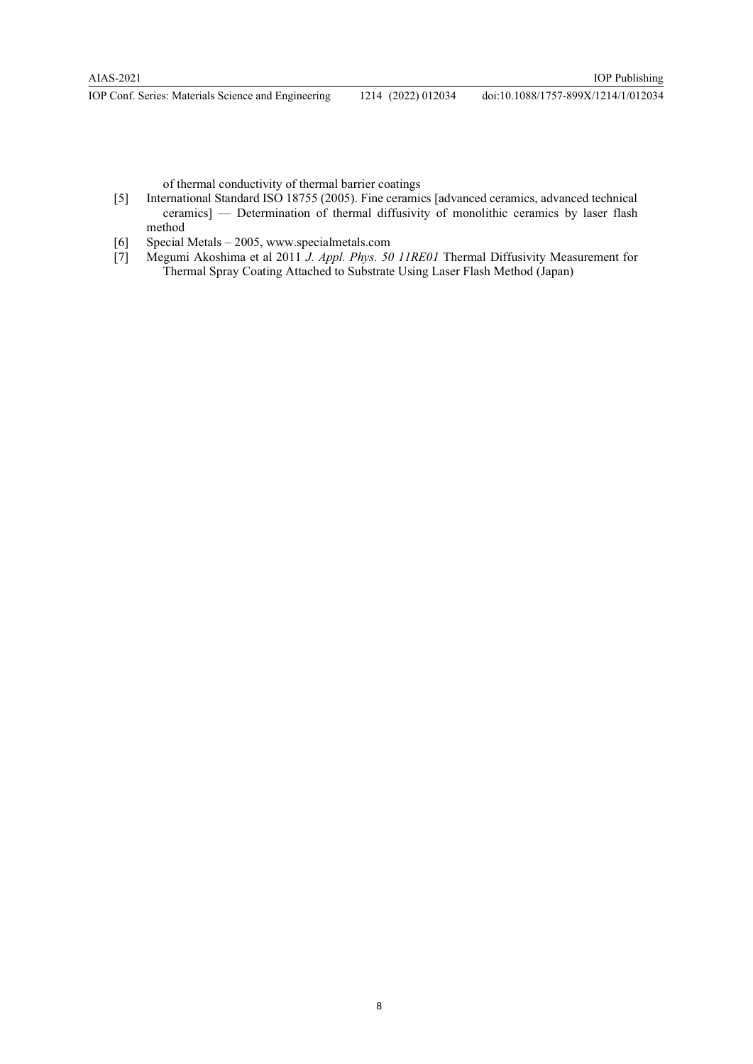of thermal conductivity of thermal barrier coatings

[5] International Standard ISO 18755 (2005). Fine ceramics [advanced ceramics, advanced technical ceramics] — Determination of thermal diffusivity of monolithic ceramics by laser flash method

[6] Special Metals – 2005, www.specialmetals.com

[7] Megumi Akoshima et al 2011 *J. Appl. Phys. 50 11RE01* Thermal Diffusivity Measurement for Thermal Spray Coating Attached to Substrate Using Laser Flash Method (Japan)